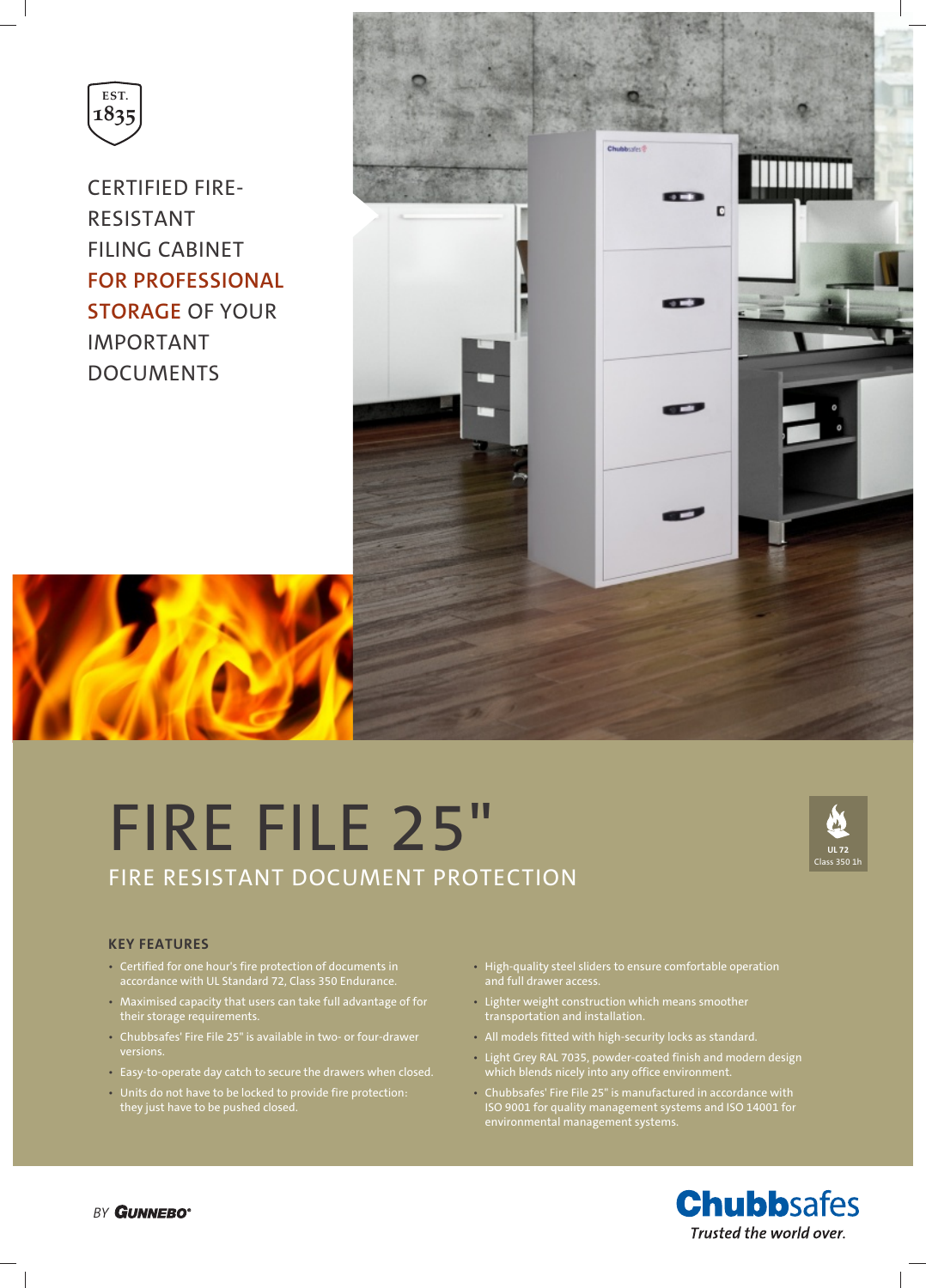EST. 1835

CERTIFIED FIRE-RESISTANT FILING CABINET FOR PROFESSIONAL STORAGE OF YOUR IMPORTANT DOCUMENTS

# FIRE FILE 25"

## FIRE RESISTANT DOCUMENT PROTECTION

UL 72 Class 350 1h

### KEY FEATURES

- Certified for one hour's fire protection of documents in accordance with UL Standard 72, Class 350 Endurance.
- Maximised capacity that users can take full advantage of for their storage requirements.
- Chubbsafes' Fire File 25" is available in two- or four-drawer versions.
- Easy-to-operate day catch to secure the drawers when closed.
- Units do not have to be locked to provide fire protection: they just have to be pushed closed.
- High-quality steel sliders to ensure comfortable operation and full drawer access.
- Lighter weight construction which means smoother transportation and installation.
- All models fitted with high-security locks as standard.
- Light Grey RAL 7035, powder-coated finish and modern design which blends nicely into any office environment.
- Chubbsafes' Fire File 25" is manufactured in accordance with ISO 9001 for quality management systems and ISO 14001 for environmental management systems.

BY GUNNEBO®

Chubbsafes
*Trusted the world over.*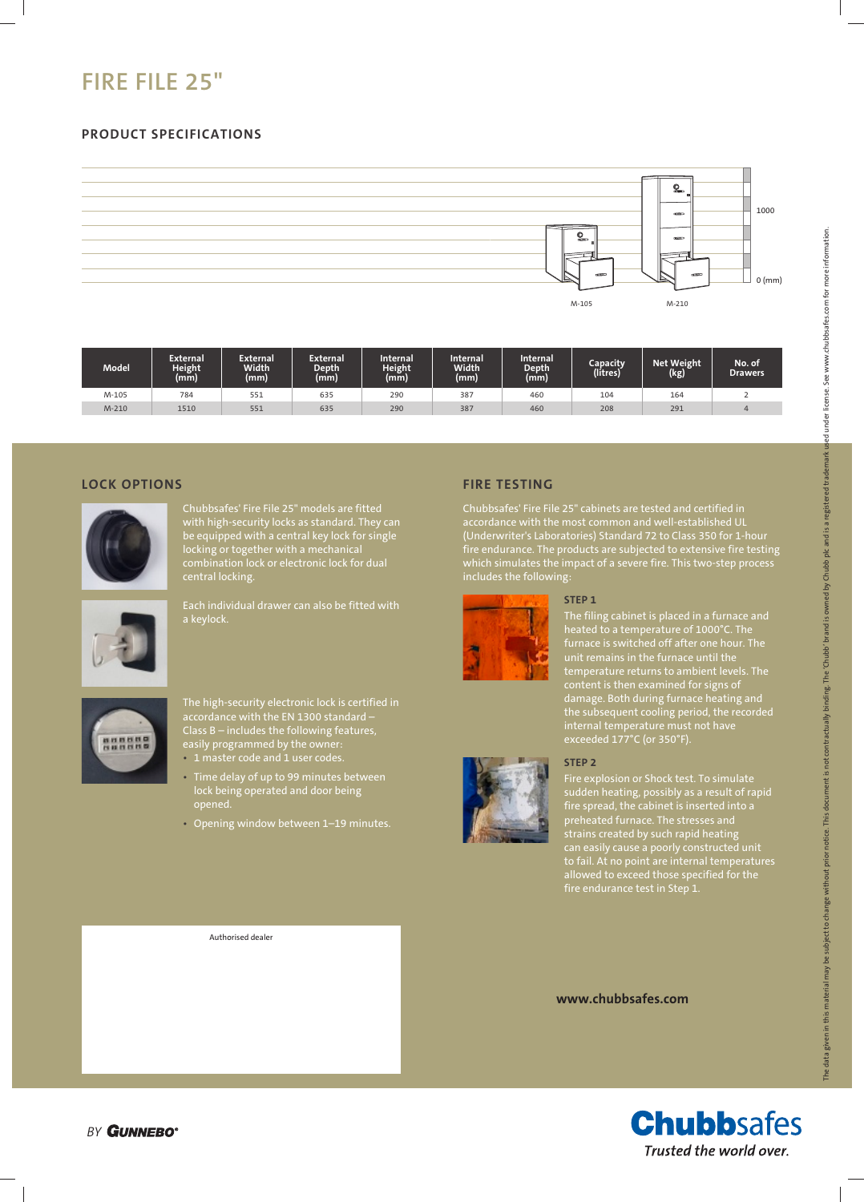# FIRE FILE 25"

## PRODUCT SPECIFICATIONS

1000

0 (mm)

M-105

M-210

| Model | External Height (mm) | External Width (mm) | External Depth (mm) | Internal Height (mm) | Internal Width (mm) | Internal Depth (mm) | Capacity (litres) | Net Weight (kg) | No. of Drawers |
|---|---|---|---|---|---|---|---|---|---|
| M-105 | 784 | 551 | 635 | 290 | 387 | 460 | 104 | 164 | 2 |
| M-210 | 1510 | 551 | 635 | 290 | 387 | 460 | 208 | 291 | 4 |

## LOCK OPTIONS

Chubbsafes' Fire File 25" models are fitted with high-security locks as standard. They can be equipped with a central key lock for single locking or together with a mechanical combination lock or electronic lock for dual central locking.

Each individual drawer can also be fitted with a keylock.

The high-security electronic lock is certified in accordance with the EN 1300 standard – Class B – includes the following features, easily programmed by the owner:

- 1 master code and 1 user codes.
- Time delay of up to 99 minutes between lock being operated and door being opened.
- Opening window between 1–19 minutes.

## FIRE TESTING

Chubbsafes' Fire File 25" cabinets are tested and certified in accordance with the most common and well-established UL (Underwriter's Laboratories) Standard 72 to Class 350 for 1-hour fire endurance. The products are subjected to extensive fire testing which simulates the impact of a severe fire. This two-step process includes the following:

### STEP 1

The filing cabinet is placed in a furnace and heated to a temperature of 1000°C. The furnace is switched off after one hour. The unit remains in the furnace until the temperature returns to ambient levels. The content is then examined for signs of damage. Both during furnace heating and the subsequent cooling period, the recorded internal temperature must not have exceeded 177°C (or 350°F).

### STEP 2

Fire explosion or Shock test. To simulate sudden heating, possibly as a result of rapid fire spread, the cabinet is inserted into a preheated furnace. The stresses and strains created by such rapid heating can easily cause a poorly constructed unit to fail. At no point are internal temperatures allowed to exceed those specified for the fire endurance test in Step 1.

Authorised dealer

**www.chubbsafes.com**

The data given in this material may be subject to change without prior notice. This document is not contractually binding. The 'Chubb' brand is owned by Chubb plc and is a registered trademark used under license. See www.chubbsafes.com for more information.

BY GUNNEBO®

Chubbsafes

*Trusted the world over.*